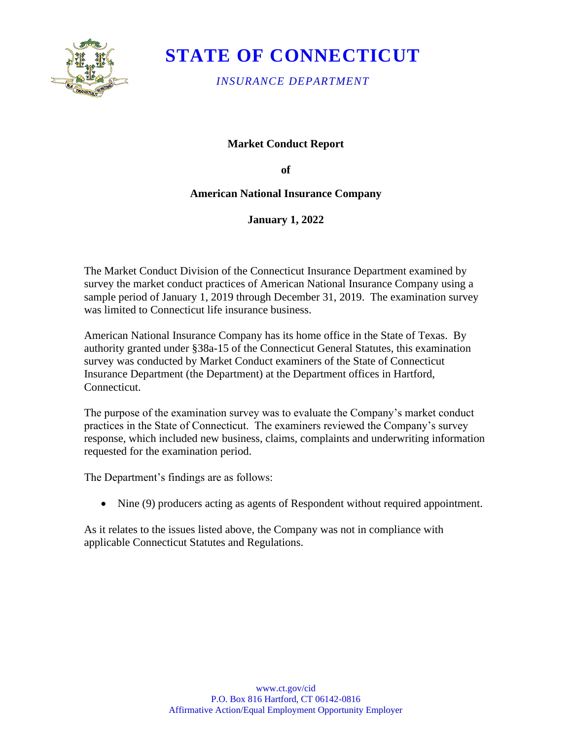# STATE OF CONNECTICUT

*INSURANCE DEPARTMENT*

**Market Conduct Report**

**of**

**American National Insurance Company**

**January 1, 2022**

The Market Conduct Division of the Connecticut Insurance Department examined by survey the market conduct practices of American National Insurance Company using a sample period of January 1, 2019 through December 31, 2019. The examination survey was limited to Connecticut life insurance business.

American National Insurance Company has its home office in the State of Texas. By authority granted under §38a-15 of the Connecticut General Statutes, this examination survey was conducted by Market Conduct examiners of the State of Connecticut Insurance Department (the Department) at the Department offices in Hartford, Connecticut.

The purpose of the examination survey was to evaluate the Company's market conduct practices in the State of Connecticut. The examiners reviewed the Company's survey response, which included new business, claims, complaints and underwriting information requested for the examination period.

The Department's findings are as follows:

- Nine (9) producers acting as agents of Respondent without required appointment.

As it relates to the issues listed above, the Company was not in compliance with applicable Connecticut Statutes and Regulations.

www.ct.gov/cid
P.O. Box 816 Hartford, CT 06142-0816
Affirmative Action/Equal Employment Opportunity Employer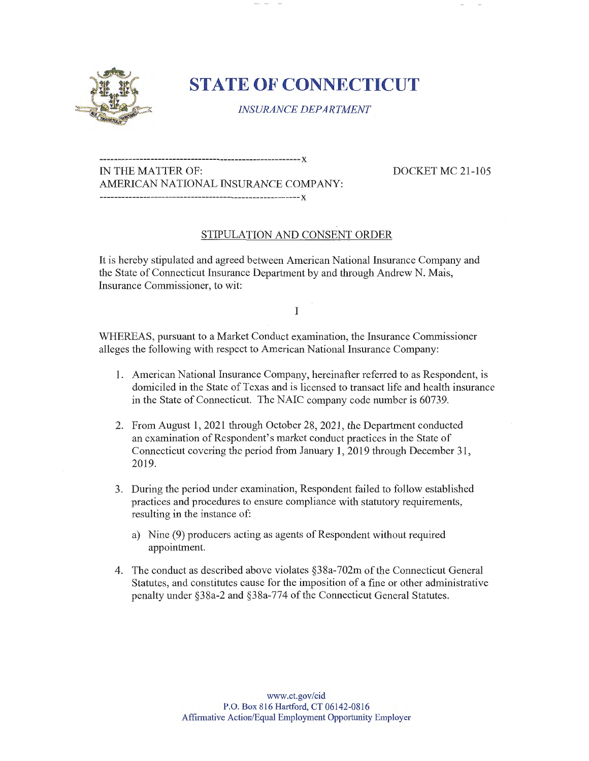# STATE OF CONNECTICUT

*INSURANCE DEPARTMENT*

---------------------------------------------------------x
IN THE MATTER OF: DOCKET MC 21-105
AMERICAN NATIONAL INSURANCE COMPANY:
---------------------------------------------------------x

## STIPULATION AND CONSENT ORDER

It is hereby stipulated and agreed between American National Insurance Company and the State of Connecticut Insurance Department by and through Andrew N. Mais, Insurance Commissioner, to wit:

I

WHEREAS, pursuant to a Market Conduct examination, the Insurance Commissioner alleges the following with respect to American National Insurance Company:

1. American National Insurance Company, hereinafter referred to as Respondent, is domiciled in the State of Texas and is licensed to transact life and health insurance in the State of Connecticut. The NAIC company code number is 60739.

2. From August 1, 2021 through October 28, 2021, the Department conducted an examination of Respondent's market conduct practices in the State of Connecticut covering the period from January 1, 2019 through December 31, 2019.

3. During the period under examination, Respondent failed to follow established practices and procedures to ensure compliance with statutory requirements, resulting in the instance of:

   a) Nine (9) producers acting as agents of Respondent without required appointment.

4. The conduct as described above violates §38a-702m of the Connecticut General Statutes, and constitutes cause for the imposition of a fine or other administrative penalty under §38a-2 and §38a-774 of the Connecticut General Statutes.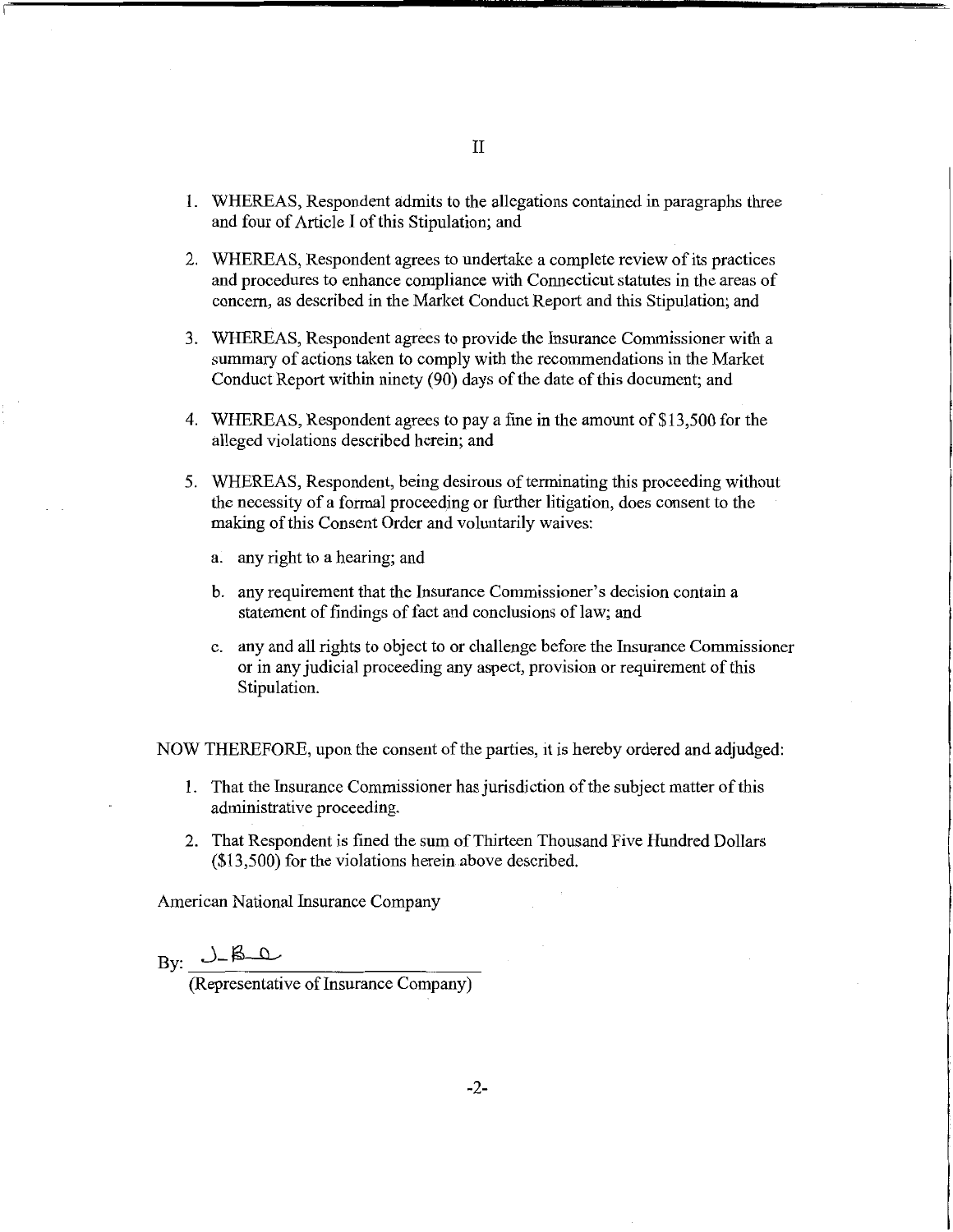# II

1. WHEREAS, Respondent admits to the allegations contained in paragraphs three and four of Article I of this Stipulation; and

2. WHEREAS, Respondent agrees to undertake a complete review of its practices and procedures to enhance compliance with Connecticut statutes in the areas of concern, as described in the Market Conduct Report and this Stipulation; and

3. WHEREAS, Respondent agrees to provide the Insurance Commissioner with a summary of actions taken to comply with the recommendations in the Market Conduct Report within ninety (90) days of the date of this document; and

4. WHEREAS, Respondent agrees to pay a fine in the amount of $13,500 for the alleged violations described herein; and

5. WHEREAS, Respondent, being desirous of terminating this proceeding without the necessity of a formal proceeding or further litigation, does consent to the making of this Consent Order and voluntarily waives:

   a. any right to a hearing; and

   b. any requirement that the Insurance Commissioner's decision contain a statement of findings of fact and conclusions of law; and

   c. any and all rights to object to or challenge before the Insurance Commissioner or in any judicial proceeding any aspect, provision or requirement of this Stipulation.

NOW THEREFORE, upon the consent of the parties, it is hereby ordered and adjudged:

1. That the Insurance Commissioner has jurisdiction of the subject matter of this administrative proceeding.

2. That Respondent is fined the sum of Thirteen Thousand Five Hundred Dollars ($13,500) for the violations herein above described.

American National Insurance Company

By: J-B-O
(Representative of Insurance Company)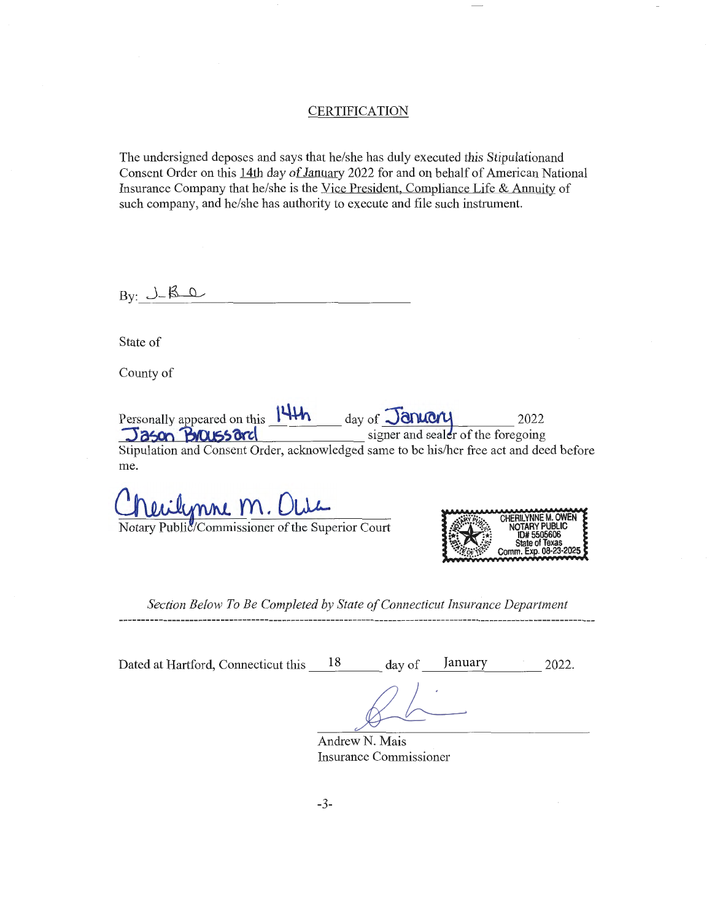## CERTIFICATION

The undersigned deposes and says that he/she has duly executed this Stipulationand Consent Order on this 14th day of January 2022 for and on behalf of American National Insurance Company that he/she is the Vice President, Compliance Life & Annuity of such company, and he/she has authority to execute and file such instrument.

By: J-B

State of

County of

Personally appeared on this 14th day of January 2022
Jason Broussard signer and sealer of the foregoing Stipulation and Consent Order, acknowledged same to be his/her free act and deed before me.

Cherilynne M. Owen
Notary Public/Commissioner of the Superior Court

CHERILYNNE M. OWEN
NOTARY PUBLIC
ID# 5505606
State of Texas
Comm. Exp. 08-23-2025

*Section Below To Be Completed by State of Connecticut Insurance Department*

---

Dated at Hartford, Connecticut this 18 day of January 2022.

Andrew N. Mais
Insurance Commissioner